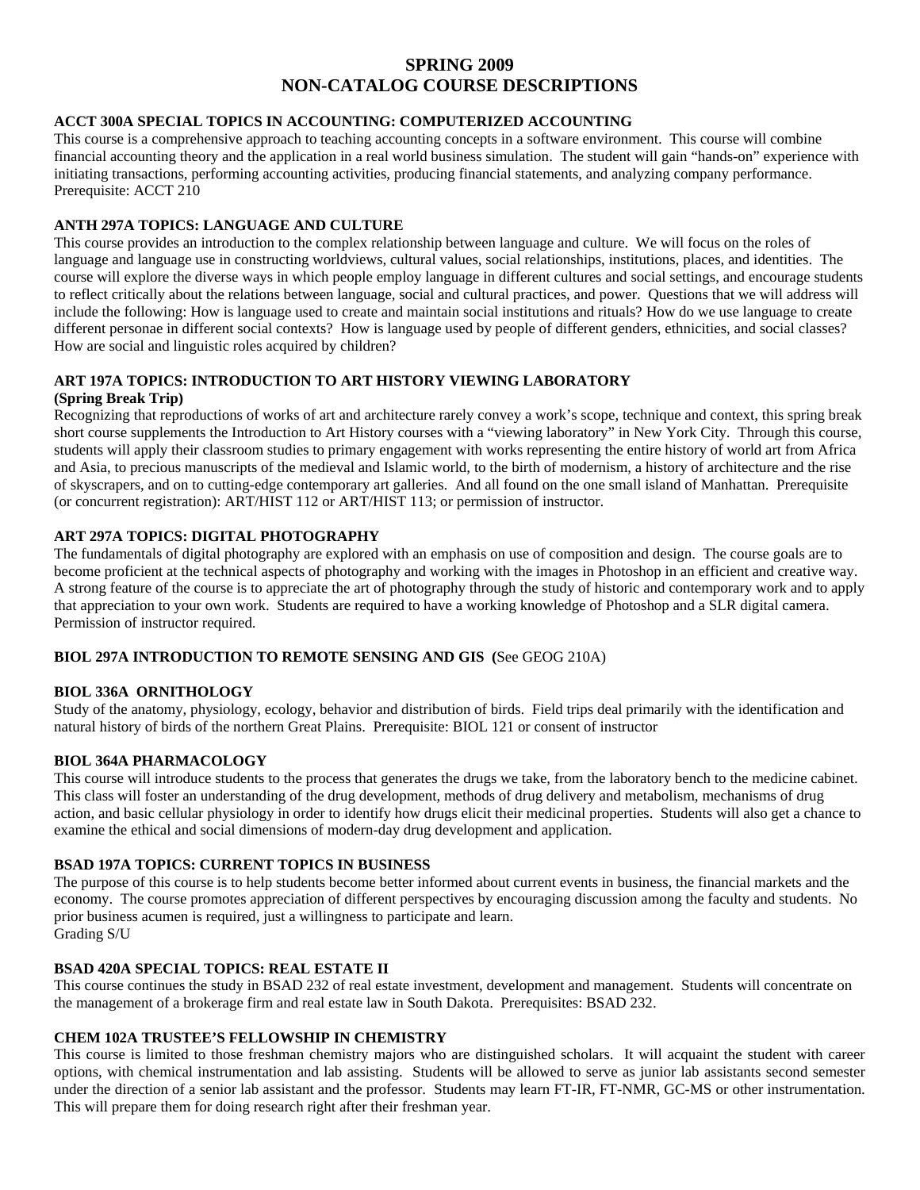# SPRING 2009
# NON-CATALOG COURSE DESCRIPTIONS

### ACCT 300A SPECIAL TOPICS IN ACCOUNTING: COMPUTERIZED ACCOUNTING

This course is a comprehensive approach to teaching accounting concepts in a software environment. This course will combine financial accounting theory and the application in a real world business simulation. The student will gain "hands-on" experience with initiating transactions, performing accounting activities, producing financial statements, and analyzing company performance. Prerequisite: ACCT 210

### ANTH 297A TOPICS: LANGUAGE AND CULTURE

This course provides an introduction to the complex relationship between language and culture. We will focus on the roles of language and language use in constructing worldviews, cultural values, social relationships, institutions, places, and identities. The course will explore the diverse ways in which people employ language in different cultures and social settings, and encourage students to reflect critically about the relations between language, social and cultural practices, and power. Questions that we will address will include the following: How is language used to create and maintain social institutions and rituals? How do we use language to create different personae in different social contexts? How is language used by people of different genders, ethnicities, and social classes? How are social and linguistic roles acquired by children?

### ART 197A TOPICS: INTRODUCTION TO ART HISTORY VIEWING LABORATORY
**(Spring Break Trip)**

Recognizing that reproductions of works of art and architecture rarely convey a work's scope, technique and context, this spring break short course supplements the Introduction to Art History courses with a "viewing laboratory" in New York City. Through this course, students will apply their classroom studies to primary engagement with works representing the entire history of world art from Africa and Asia, to precious manuscripts of the medieval and Islamic world, to the birth of modernism, a history of architecture and the rise of skyscrapers, and on to cutting-edge contemporary art galleries. And all found on the one small island of Manhattan. Prerequisite (or concurrent registration): ART/HIST 112 or ART/HIST 113; or permission of instructor.

### ART 297A TOPICS: DIGITAL PHOTOGRAPHY

The fundamentals of digital photography are explored with an emphasis on use of composition and design. The course goals are to become proficient at the technical aspects of photography and working with the images in Photoshop in an efficient and creative way. A strong feature of the course is to appreciate the art of photography through the study of historic and contemporary work and to apply that appreciation to your own work. Students are required to have a working knowledge of Photoshop and a SLR digital camera. Permission of instructor required.

### BIOL 297A INTRODUCTION TO REMOTE SENSING AND GIS (See GEOG 210A)

### BIOL 336A ORNITHOLOGY

Study of the anatomy, physiology, ecology, behavior and distribution of birds. Field trips deal primarily with the identification and natural history of birds of the northern Great Plains. Prerequisite: BIOL 121 or consent of instructor

### BIOL 364A PHARMACOLOGY

This course will introduce students to the process that generates the drugs we take, from the laboratory bench to the medicine cabinet. This class will foster an understanding of the drug development, methods of drug delivery and metabolism, mechanisms of drug action, and basic cellular physiology in order to identify how drugs elicit their medicinal properties. Students will also get a chance to examine the ethical and social dimensions of modern-day drug development and application.

### BSAD 197A TOPICS: CURRENT TOPICS IN BUSINESS

The purpose of this course is to help students become better informed about current events in business, the financial markets and the economy. The course promotes appreciation of different perspectives by encouraging discussion among the faculty and students. No prior business acumen is required, just a willingness to participate and learn.
Grading S/U

### BSAD 420A SPECIAL TOPICS: REAL ESTATE II

This course continues the study in BSAD 232 of real estate investment, development and management. Students will concentrate on the management of a brokerage firm and real estate law in South Dakota. Prerequisites: BSAD 232.

### CHEM 102A TRUSTEE'S FELLOWSHIP IN CHEMISTRY

This course is limited to those freshman chemistry majors who are distinguished scholars. It will acquaint the student with career options, with chemical instrumentation and lab assisting. Students will be allowed to serve as junior lab assistants second semester under the direction of a senior lab assistant and the professor. Students may learn FT-IR, FT-NMR, GC-MS or other instrumentation. This will prepare them for doing research right after their freshman year.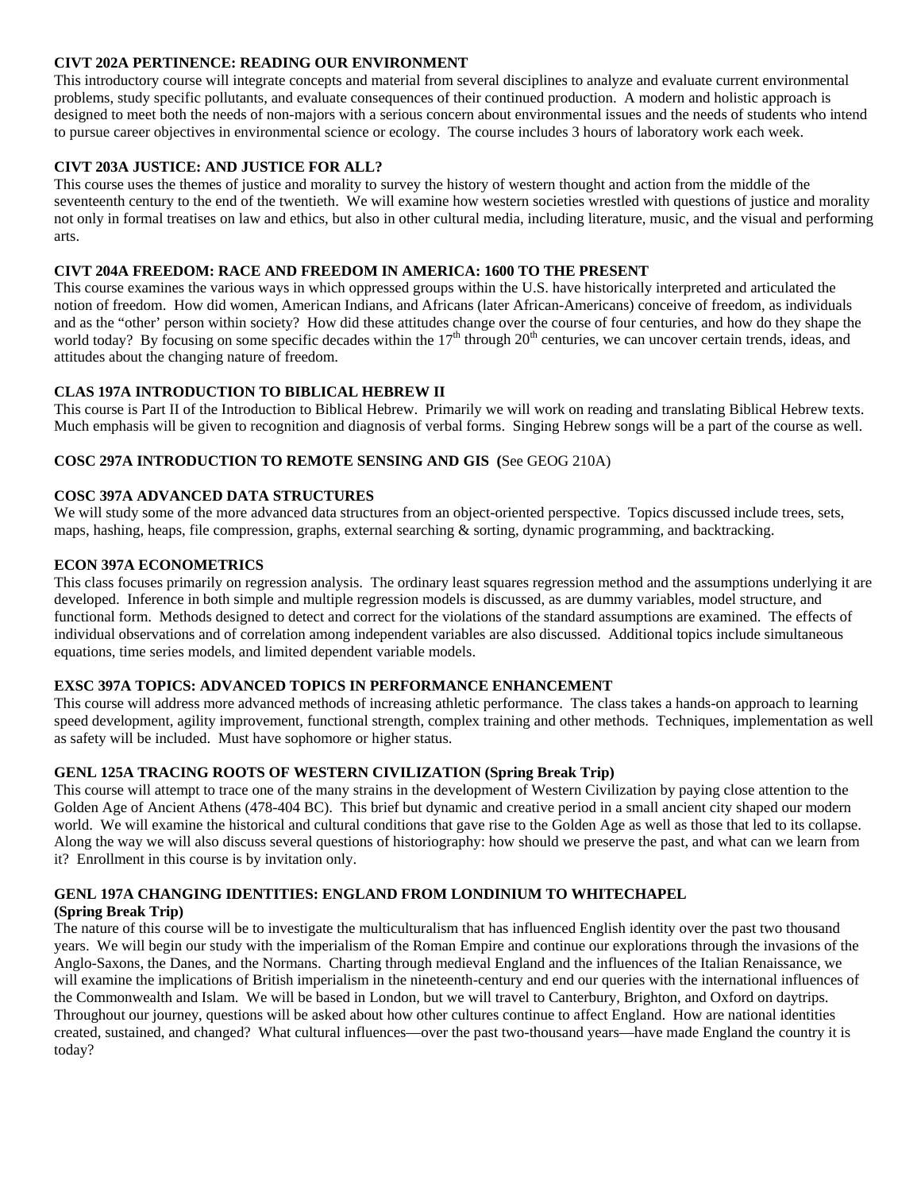**CIVT 202A PERTINENCE: READING OUR ENVIRONMENT**
This introductory course will integrate concepts and material from several disciplines to analyze and evaluate current environmental problems, study specific pollutants, and evaluate consequences of their continued production. A modern and holistic approach is designed to meet both the needs of non-majors with a serious concern about environmental issues and the needs of students who intend to pursue career objectives in environmental science or ecology. The course includes 3 hours of laboratory work each week.

**CIVT 203A JUSTICE: AND JUSTICE FOR ALL?**
This course uses the themes of justice and morality to survey the history of western thought and action from the middle of the seventeenth century to the end of the twentieth. We will examine how western societies wrestled with questions of justice and morality not only in formal treatises on law and ethics, but also in other cultural media, including literature, music, and the visual and performing arts.

**CIVT 204A FREEDOM: RACE AND FREEDOM IN AMERICA: 1600 TO THE PRESENT**
This course examines the various ways in which oppressed groups within the U.S. have historically interpreted and articulated the notion of freedom. How did women, American Indians, and Africans (later African-Americans) conceive of freedom, as individuals and as the "other' person within society? How did these attitudes change over the course of four centuries, and how do they shape the world today? By focusing on some specific decades within the 17th through 20th centuries, we can uncover certain trends, ideas, and attitudes about the changing nature of freedom.

**CLAS 197A INTRODUCTION TO BIBLICAL HEBREW II**
This course is Part II of the Introduction to Biblical Hebrew. Primarily we will work on reading and translating Biblical Hebrew texts. Much emphasis will be given to recognition and diagnosis of verbal forms. Singing Hebrew songs will be a part of the course as well.

**COSC 297A INTRODUCTION TO REMOTE SENSING AND GIS (**See GEOG 210A)

**COSC 397A ADVANCED DATA STRUCTURES**
We will study some of the more advanced data structures from an object-oriented perspective. Topics discussed include trees, sets, maps, hashing, heaps, file compression, graphs, external searching & sorting, dynamic programming, and backtracking.

**ECON 397A ECONOMETRICS**
This class focuses primarily on regression analysis. The ordinary least squares regression method and the assumptions underlying it are developed. Inference in both simple and multiple regression models is discussed, as are dummy variables, model structure, and functional form. Methods designed to detect and correct for the violations of the standard assumptions are examined. The effects of individual observations and of correlation among independent variables are also discussed. Additional topics include simultaneous equations, time series models, and limited dependent variable models.

**EXSC 397A TOPICS: ADVANCED TOPICS IN PERFORMANCE ENHANCEMENT**
This course will address more advanced methods of increasing athletic performance. The class takes a hands-on approach to learning speed development, agility improvement, functional strength, complex training and other methods. Techniques, implementation as well as safety will be included. Must have sophomore or higher status.

**GENL 125A TRACING ROOTS OF WESTERN CIVILIZATION (Spring Break Trip)**
This course will attempt to trace one of the many strains in the development of Western Civilization by paying close attention to the Golden Age of Ancient Athens (478-404 BC). This brief but dynamic and creative period in a small ancient city shaped our modern world. We will examine the historical and cultural conditions that gave rise to the Golden Age as well as those that led to its collapse. Along the way we will also discuss several questions of historiography: how should we preserve the past, and what can we learn from it? Enrollment in this course is by invitation only.

**GENL 197A CHANGING IDENTITIES: ENGLAND FROM LONDINIUM TO WHITECHAPEL (Spring Break Trip)**
The nature of this course will be to investigate the multiculturalism that has influenced English identity over the past two thousand years. We will begin our study with the imperialism of the Roman Empire and continue our explorations through the invasions of the Anglo-Saxons, the Danes, and the Normans. Charting through medieval England and the influences of the Italian Renaissance, we will examine the implications of British imperialism in the nineteenth-century and end our queries with the international influences of the Commonwealth and Islam. We will be based in London, but we will travel to Canterbury, Brighton, and Oxford on daytrips. Throughout our journey, questions will be asked about how other cultures continue to affect England. How are national identities created, sustained, and changed? What cultural influences—over the past two-thousand years—have made England the country it is today?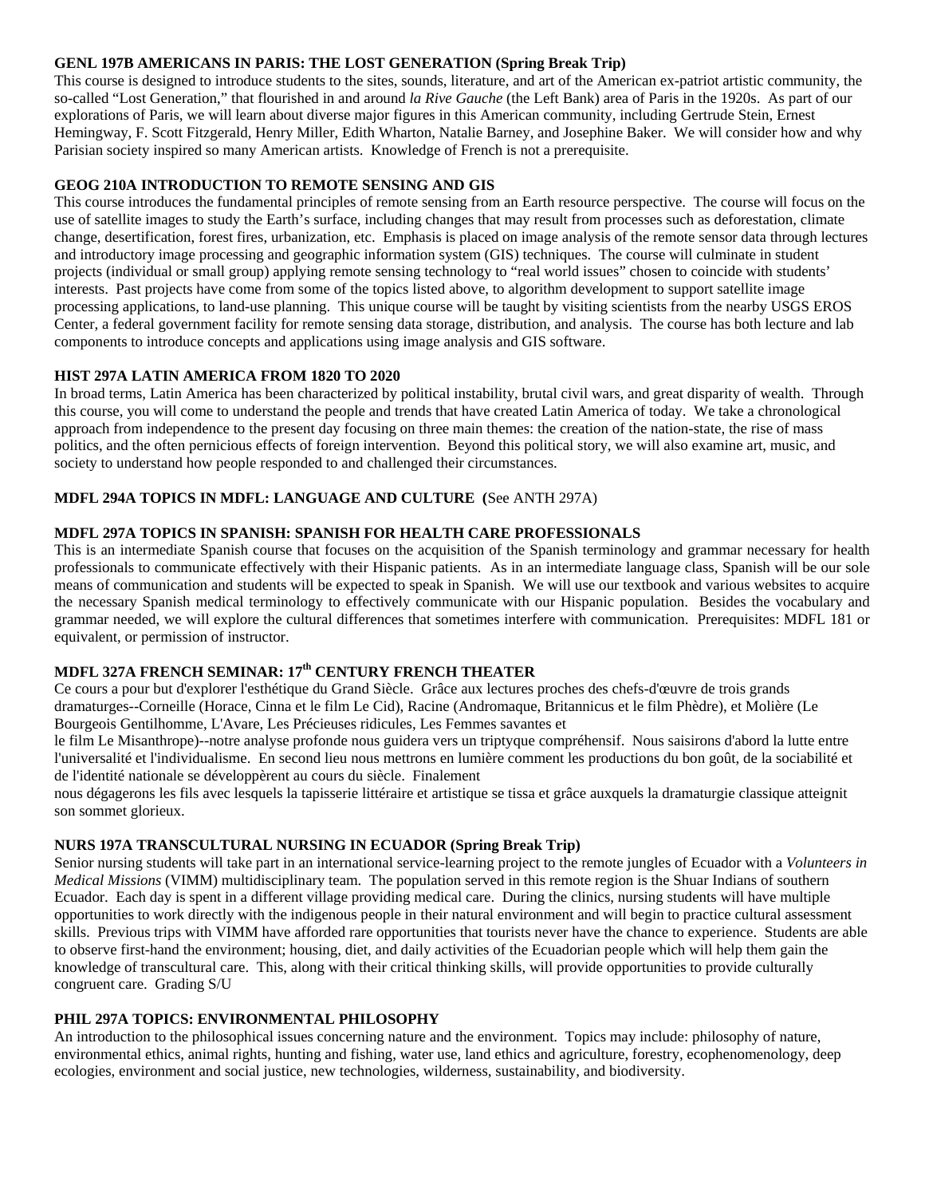**GENL 197B AMERICANS IN PARIS: THE LOST GENERATION (Spring Break Trip)**
This course is designed to introduce students to the sites, sounds, literature, and art of the American ex-patriot artistic community, the so-called "Lost Generation," that flourished in and around *la Rive Gauche* (the Left Bank) area of Paris in the 1920s. As part of our explorations of Paris, we will learn about diverse major figures in this American community, including Gertrude Stein, Ernest Hemingway, F. Scott Fitzgerald, Henry Miller, Edith Wharton, Natalie Barney, and Josephine Baker. We will consider how and why Parisian society inspired so many American artists. Knowledge of French is not a prerequisite.

**GEOG 210A INTRODUCTION TO REMOTE SENSING AND GIS**
This course introduces the fundamental principles of remote sensing from an Earth resource perspective. The course will focus on the use of satellite images to study the Earth's surface, including changes that may result from processes such as deforestation, climate change, desertification, forest fires, urbanization, etc. Emphasis is placed on image analysis of the remote sensor data through lectures and introductory image processing and geographic information system (GIS) techniques. The course will culminate in student projects (individual or small group) applying remote sensing technology to "real world issues" chosen to coincide with students' interests. Past projects have come from some of the topics listed above, to algorithm development to support satellite image processing applications, to land-use planning. This unique course will be taught by visiting scientists from the nearby USGS EROS Center, a federal government facility for remote sensing data storage, distribution, and analysis. The course has both lecture and lab components to introduce concepts and applications using image analysis and GIS software.

**HIST 297A LATIN AMERICA FROM 1820 TO 2020**
In broad terms, Latin America has been characterized by political instability, brutal civil wars, and great disparity of wealth. Through this course, you will come to understand the people and trends that have created Latin America of today. We take a chronological approach from independence to the present day focusing on three main themes: the creation of the nation-state, the rise of mass politics, and the often pernicious effects of foreign intervention. Beyond this political story, we will also examine art, music, and society to understand how people responded to and challenged their circumstances.

**MDFL 294A TOPICS IN MDFL: LANGUAGE AND CULTURE (**See ANTH 297A)

**MDFL 297A TOPICS IN SPANISH: SPANISH FOR HEALTH CARE PROFESSIONALS**
This is an intermediate Spanish course that focuses on the acquisition of the Spanish terminology and grammar necessary for health professionals to communicate effectively with their Hispanic patients. As in an intermediate language class, Spanish will be our sole means of communication and students will be expected to speak in Spanish. We will use our textbook and various websites to acquire the necessary Spanish medical terminology to effectively communicate with our Hispanic population. Besides the vocabulary and grammar needed, we will explore the cultural differences that sometimes interfere with communication. Prerequisites: MDFL 181 or equivalent, or permission of instructor.

**MDFL 327A FRENCH SEMINAR: 17th CENTURY FRENCH THEATER**
Ce cours a pour but d'explorer l'esthétique du Grand Siècle. Grâce aux lectures proches des chefs-d'œuvre de trois grands dramaturges--Corneille (Horace, Cinna et le film Le Cid), Racine (Andromaque, Britannicus et le film Phèdre), et Molière (Le Bourgeois Gentilhomme, L'Avare, Les Précieuses ridicules, Les Femmes savantes et le film Le Misanthrope)--notre analyse profonde nous guidera vers un triptyque compréhensif. Nous saisirons d'abord la lutte entre l'universalité et l'individualisme. En second lieu nous mettrons en lumière comment les productions du bon goût, de la sociabilité et de l'identité nationale se développèrent au cours du siècle. Finalement nous dégagerons les fils avec lesquels la tapisserie littéraire et artistique se tissa et grâce auxquels la dramaturgie classique atteignit son sommet glorieux.

**NURS 197A TRANSCULTURAL NURSING IN ECUADOR (Spring Break Trip)**
Senior nursing students will take part in an international service-learning project to the remote jungles of Ecuador with a *Volunteers in Medical Missions* (VIMM) multidisciplinary team. The population served in this remote region is the Shuar Indians of southern Ecuador. Each day is spent in a different village providing medical care. During the clinics, nursing students will have multiple opportunities to work directly with the indigenous people in their natural environment and will begin to practice cultural assessment skills. Previous trips with VIMM have afforded rare opportunities that tourists never have the chance to experience. Students are able to observe first-hand the environment; housing, diet, and daily activities of the Ecuadorian people which will help them gain the knowledge of transcultural care. This, along with their critical thinking skills, will provide opportunities to provide culturally congruent care. Grading S/U

**PHIL 297A TOPICS: ENVIRONMENTAL PHILOSOPHY**
An introduction to the philosophical issues concerning nature and the environment. Topics may include: philosophy of nature, environmental ethics, animal rights, hunting and fishing, water use, land ethics and agriculture, forestry, ecophenomenology, deep ecologies, environment and social justice, new technologies, wilderness, sustainability, and biodiversity.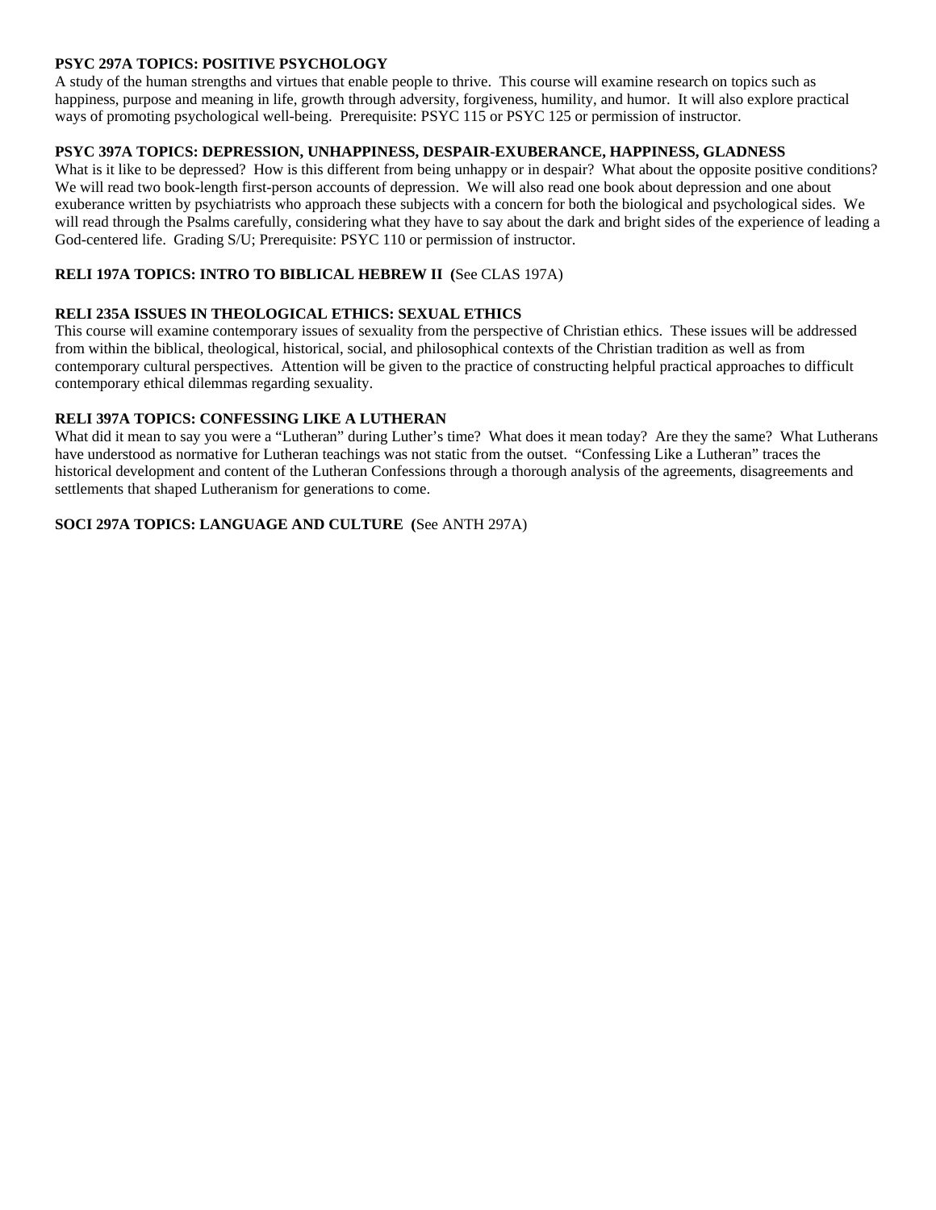**PSYC 297A TOPICS: POSITIVE PSYCHOLOGY**
A study of the human strengths and virtues that enable people to thrive. This course will examine research on topics such as happiness, purpose and meaning in life, growth through adversity, forgiveness, humility, and humor. It will also explore practical ways of promoting psychological well-being. Prerequisite: PSYC 115 or PSYC 125 or permission of instructor.

**PSYC 397A TOPICS: DEPRESSION, UNHAPPINESS, DESPAIR-EXUBERANCE, HAPPINESS, GLADNESS**
What is it like to be depressed? How is this different from being unhappy or in despair? What about the opposite positive conditions? We will read two book-length first-person accounts of depression. We will also read one book about depression and one about exuberance written by psychiatrists who approach these subjects with a concern for both the biological and psychological sides. We will read through the Psalms carefully, considering what they have to say about the dark and bright sides of the experience of leading a God-centered life. Grading S/U; Prerequisite: PSYC 110 or permission of instructor.

**RELI 197A TOPICS: INTRO TO BIBLICAL HEBREW II (**See CLAS 197A)

**RELI 235A ISSUES IN THEOLOGICAL ETHICS: SEXUAL ETHICS**
This course will examine contemporary issues of sexuality from the perspective of Christian ethics. These issues will be addressed from within the biblical, theological, historical, social, and philosophical contexts of the Christian tradition as well as from contemporary cultural perspectives. Attention will be given to the practice of constructing helpful practical approaches to difficult contemporary ethical dilemmas regarding sexuality.

**RELI 397A TOPICS: CONFESSING LIKE A LUTHERAN**
What did it mean to say you were a "Lutheran" during Luther's time? What does it mean today? Are they the same? What Lutherans have understood as normative for Lutheran teachings was not static from the outset. "Confessing Like a Lutheran" traces the historical development and content of the Lutheran Confessions through a thorough analysis of the agreements, disagreements and settlements that shaped Lutheranism for generations to come.

**SOCI 297A TOPICS: LANGUAGE AND CULTURE (**See ANTH 297A)